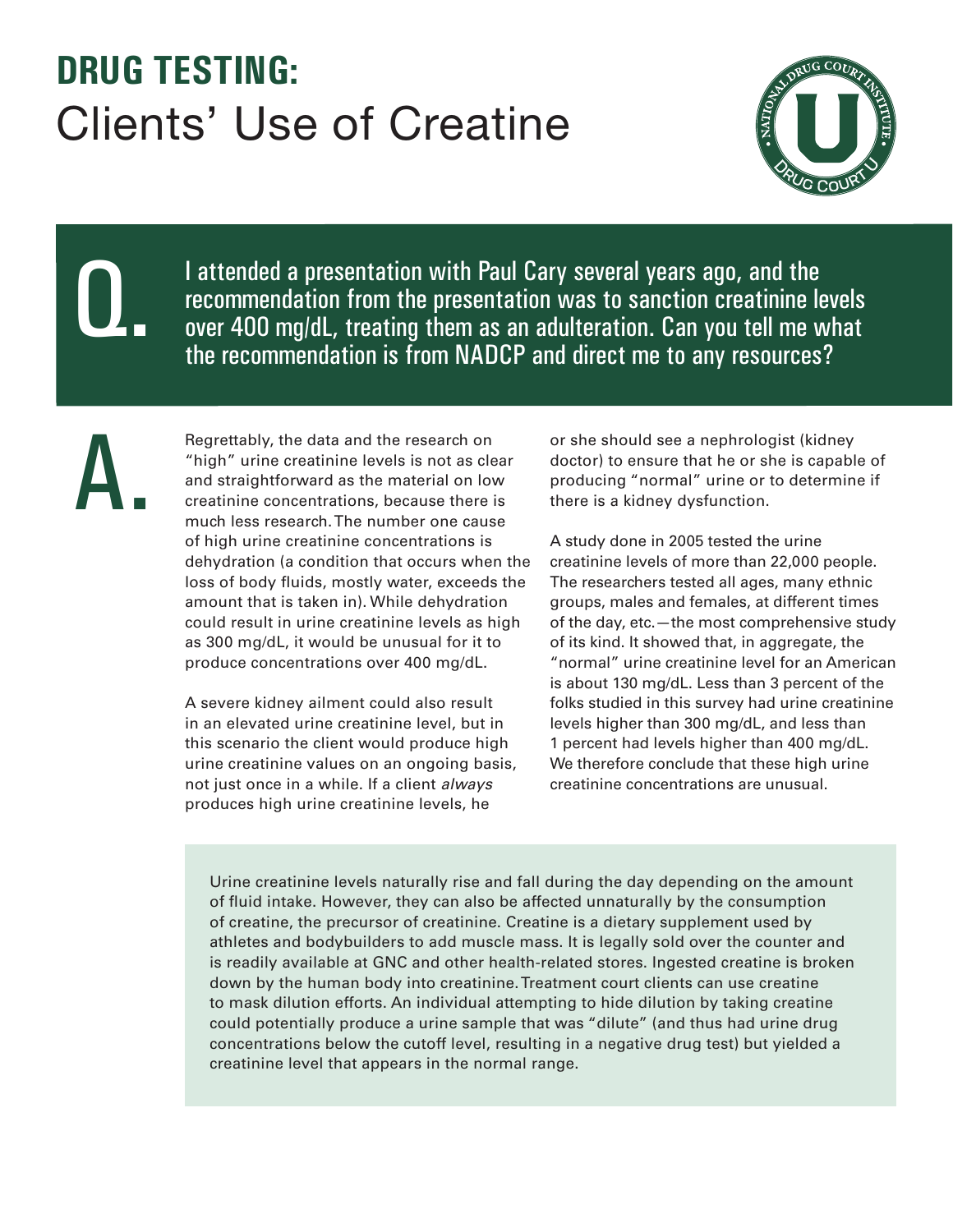# DRUG TESTING: Clients' Use of Creatine

**Q.** I attended a presentation with Paul Cary several years ago, and the recommendation from the presentation was to sanction creatinine levels over 400 mg/dL, treating them as an adulteration. Can you tell me what the recommendation is from NADCP and direct me to any resources?

**A.** Regrettably, the data and the research on "high" urine creatinine levels is not as clear and straightforward as the material on low creatinine concentrations, because there is much less research. The number one cause of high urine creatinine concentrations is dehydration (a condition that occurs when the loss of body fluids, mostly water, exceeds the amount that is taken in). While dehydration could result in urine creatinine levels as high as 300 mg/dL, it would be unusual for it to produce concentrations over 400 mg/dL.

A severe kidney ailment could also result in an elevated urine creatinine level, but in this scenario the client would produce high urine creatinine values on an ongoing basis, not just once in a while. If a client *always* produces high urine creatinine levels, he or she should see a nephrologist (kidney doctor) to ensure that he or she is capable of producing "normal" urine or to determine if there is a kidney dysfunction.

A study done in 2005 tested the urine creatinine levels of more than 22,000 people. The researchers tested all ages, many ethnic groups, males and females, at different times of the day, etc.—the most comprehensive study of its kind. It showed that, in aggregate, the "normal" urine creatinine level for an American is about 130 mg/dL. Less than 3 percent of the folks studied in this survey had urine creatinine levels higher than 300 mg/dL, and less than 1 percent had levels higher than 400 mg/dL. We therefore conclude that these high urine creatinine concentrations are unusual.

Urine creatinine levels naturally rise and fall during the day depending on the amount of fluid intake. However, they can also be affected unnaturally by the consumption of creatine, the precursor of creatinine. Creatine is a dietary supplement used by athletes and bodybuilders to add muscle mass. It is legally sold over the counter and is readily available at GNC and other health-related stores. Ingested creatine is broken down by the human body into creatinine. Treatment court clients can use creatine to mask dilution efforts. An individual attempting to hide dilution by taking creatine could potentially produce a urine sample that was "dilute" (and thus had urine drug concentrations below the cutoff level, resulting in a negative drug test) but yielded a creatinine level that appears in the normal range.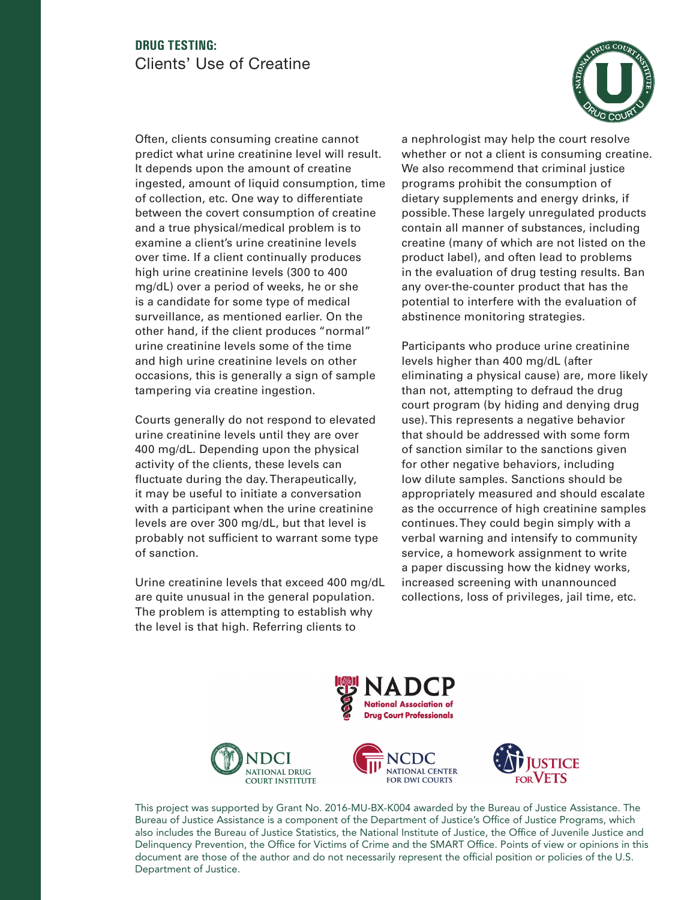**DRUG TESTING:**
Clients' Use of Creatine

Often, clients consuming creatine cannot predict what urine creatinine level will result. It depends upon the amount of creatine ingested, amount of liquid consumption, time of collection, etc. One way to differentiate between the covert consumption of creatine and a true physical/medical problem is to examine a client's urine creatinine levels over time. If a client continually produces high urine creatinine levels (300 to 400 mg/dL) over a period of weeks, he or she is a candidate for some type of medical surveillance, as mentioned earlier. On the other hand, if the client produces "normal" urine creatinine levels some of the time and high urine creatinine levels on other occasions, this is generally a sign of sample tampering via creatine ingestion.

Courts generally do not respond to elevated urine creatinine levels until they are over 400 mg/dL. Depending upon the physical activity of the clients, these levels can fluctuate during the day. Therapeutically, it may be useful to initiate a conversation with a participant when the urine creatinine levels are over 300 mg/dL, but that level is probably not sufficient to warrant some type of sanction.

Urine creatinine levels that exceed 400 mg/dL are quite unusual in the general population. The problem is attempting to establish why the level is that high. Referring clients to a nephrologist may help the court resolve whether or not a client is consuming creatine. We also recommend that criminal justice programs prohibit the consumption of dietary supplements and energy drinks, if possible. These largely unregulated products contain all manner of substances, including creatine (many of which are not listed on the product label), and often lead to problems in the evaluation of drug testing results. Ban any over-the-counter product that has the potential to interfere with the evaluation of abstinence monitoring strategies.

Participants who produce urine creatinine levels higher than 400 mg/dL (after eliminating a physical cause) are, more likely than not, attempting to defraud the drug court program (by hiding and denying drug use). This represents a negative behavior that should be addressed with some form of sanction similar to the sanctions given for other negative behaviors, including low dilute samples. Sanctions should be appropriately measured and should escalate as the occurrence of high creatinine samples continues. They could begin simply with a verbal warning and intensify to community service, a homework assignment to write a paper discussing how the kidney works, increased screening with unannounced collections, loss of privileges, jail time, etc.

This project was supported by Grant No. 2016-MU-BX-K004 awarded by the Bureau of Justice Assistance. The Bureau of Justice Assistance is a component of the Department of Justice's Office of Justice Programs, which also includes the Bureau of Justice Statistics, the National Institute of Justice, the Office of Juvenile Justice and Delinquency Prevention, the Office for Victims of Crime and the SMART Office. Points of view or opinions in this document are those of the author and do not necessarily represent the official position or policies of the U.S. Department of Justice.